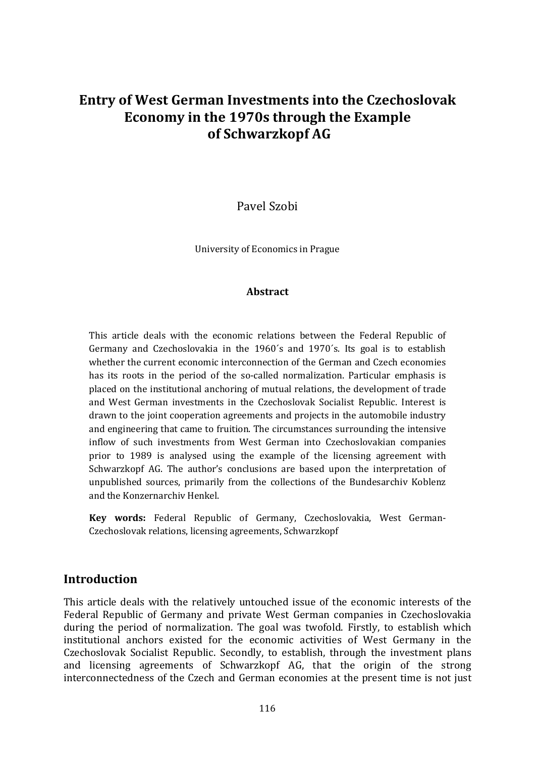# Entry of West German Investments into the Czechoslovak Economy in the 1970s through the Example of Schwarzkopf AG

Pavel Szobi

University of Economics in Prague

### Abstract

This article deals with the economic relations between the Federal Republic of Germany and Czechoslovakia in the 1960´s and 1970´s. Its goal is to establish whether the current economic interconnection of the German and Czech economies has its roots in the period of the so-called normalization. Particular emphasis is placed on the institutional anchoring of mutual relations, the development of trade and West German investments in the Czechoslovak Socialist Republic. Interest is drawn to the joint cooperation agreements and projects in the automobile industry and engineering that came to fruition. The circumstances surrounding the intensive inflow of such investments from West German into Czechoslovakian companies prior to 1989 is analysed using the example of the licensing agreement with Schwarzkopf AG. The author's conclusions are based upon the interpretation of unpublished sources, primarily from the collections of the Bundesarchiv Koblenz and the Konzernarchiv Henkel.

**Key words:** Federal Republic of Germany, Czechoslovakia, West German-Czechoslovak relations, licensing agreements, Schwarzkopf

## Introduction

This article deals with the relatively untouched issue of the economic interests of the Federal Republic of Germany and private West German companies in Czechoslovakia during the period of normalization. The goal was twofold. Firstly, to establish which institutional anchors existed for the economic activities of West Germany in the Czechoslovak Socialist Republic. Secondly, to establish, through the investment plans and licensing agreements of Schwarzkopf AG, that the origin of the strong interconnectedness of the Czech and German economies at the present time is not just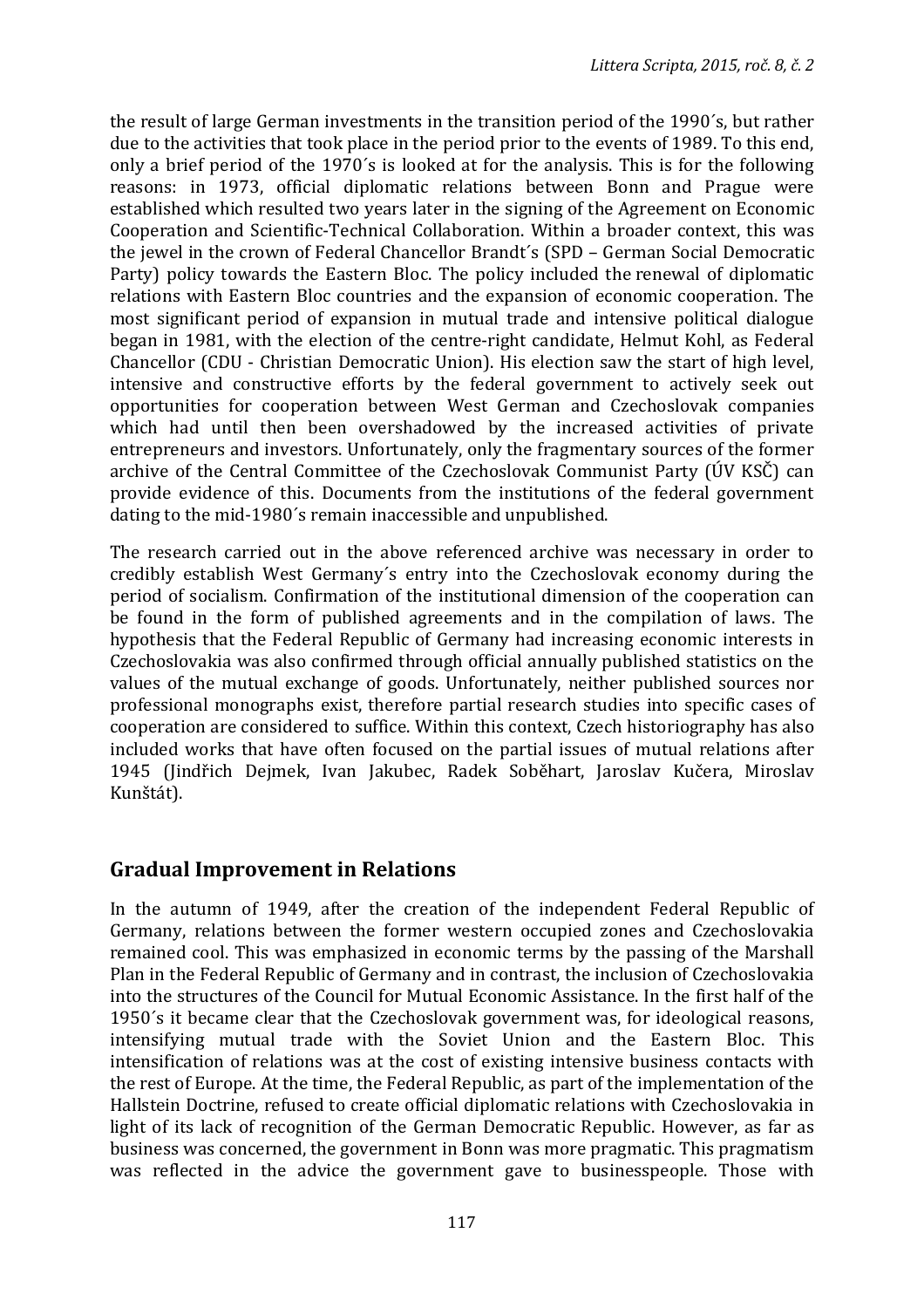the result of large German investments in the transition period of the 1990´s, but rather due to the activities that took place in the period prior to the events of 1989. To this end, only a brief period of the 1970´s is looked at for the analysis. This is for the following reasons: in 1973, official diplomatic relations between Bonn and Prague were established which resulted two years later in the signing of the Agreement on Economic Cooperation and Scientific-Technical Collaboration. Within a broader context, this was the jewel in the crown of Federal Chancellor Brandt´s (SPD – German Social Democratic Party) policy towards the Eastern Bloc. The policy included the renewal of diplomatic relations with Eastern Bloc countries and the expansion of economic cooperation. The most significant period of expansion in mutual trade and intensive political dialogue began in 1981, with the election of the centre-right candidate, Helmut Kohl, as Federal Chancellor (CDU - Christian Democratic Union). His election saw the start of high level, intensive and constructive efforts by the federal government to actively seek out opportunities for cooperation between West German and Czechoslovak companies which had until then been overshadowed by the increased activities of private entrepreneurs and investors. Unfortunately, only the fragmentary sources of the former archive of the Central Committee of the Czechoslovak Communist Party (ÚV KSČ) can provide evidence of this. Documents from the institutions of the federal government dating to the mid-1980´s remain inaccessible and unpublished.

The research carried out in the above referenced archive was necessary in order to credibly establish West Germany´s entry into the Czechoslovak economy during the period of socialism. Confirmation of the institutional dimension of the cooperation can be found in the form of published agreements and in the compilation of laws. The hypothesis that the Federal Republic of Germany had increasing economic interests in Czechoslovakia was also confirmed through official annually published statistics on the values of the mutual exchange of goods. Unfortunately, neither published sources nor professional monographs exist, therefore partial research studies into specific cases of cooperation are considered to suffice. Within this context, Czech historiography has also included works that have often focused on the partial issues of mutual relations after 1945 (Jindřich Dejmek, Ivan Jakubec, Radek Soběhart, Jaroslav Kučera, Miroslav Kunštát).

## Gradual Improvement in Relations

In the autumn of 1949, after the creation of the independent Federal Republic of Germany, relations between the former western occupied zones and Czechoslovakia remained cool. This was emphasized in economic terms by the passing of the Marshall Plan in the Federal Republic of Germany and in contrast, the inclusion of Czechoslovakia into the structures of the Council for Mutual Economic Assistance. In the first half of the 1950´s it became clear that the Czechoslovak government was, for ideological reasons, intensifying mutual trade with the Soviet Union and the Eastern Bloc. This intensification of relations was at the cost of existing intensive business contacts with the rest of Europe. At the time, the Federal Republic, as part of the implementation of the Hallstein Doctrine, refused to create official diplomatic relations with Czechoslovakia in light of its lack of recognition of the German Democratic Republic. However, as far as business was concerned, the government in Bonn was more pragmatic. This pragmatism was reflected in the advice the government gave to businesspeople. Those with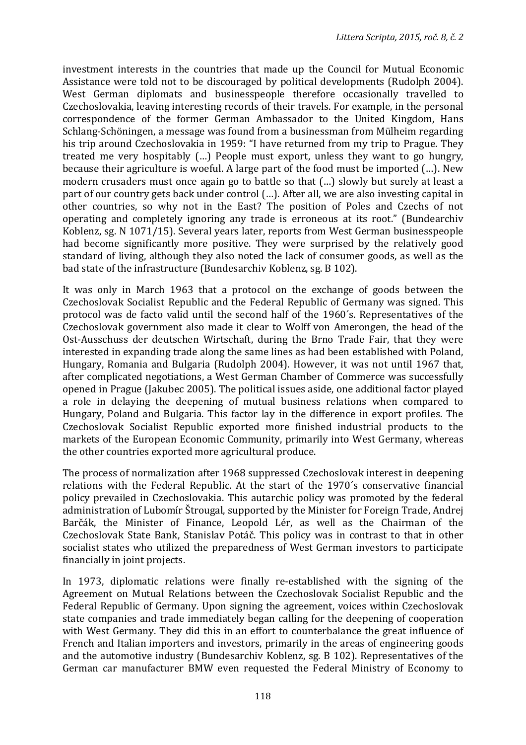investment interests in the countries that made up the Council for Mutual Economic Assistance were told not to be discouraged by political developments (Rudolph 2004). West German diplomats and businesspeople therefore occasionally travelled to Czechoslovakia, leaving interesting records of their travels. For example, in the personal correspondence of the former German Ambassador to the United Kingdom, Hans Schlang-Schöningen, a message was found from a businessman from Mülheim regarding his trip around Czechoslovakia in 1959: "I have returned from my trip to Prague. They treated me very hospitably (…) People must export, unless they want to go hungry, because their agriculture is woeful. A large part of the food must be imported (…). New modern crusaders must once again go to battle so that (…) slowly but surely at least a part of our country gets back under control (…). After all, we are also investing capital in other countries, so why not in the East? The position of Poles and Czechs of not operating and completely ignoring any trade is erroneous at its root." (Bundearchiv Koblenz, sg. N 1071/15). Several years later, reports from West German businesspeople had become significantly more positive. They were surprised by the relatively good standard of living, although they also noted the lack of consumer goods, as well as the bad state of the infrastructure (Bundesarchiv Koblenz, sg. B 102).

It was only in March 1963 that a protocol on the exchange of goods between the Czechoslovak Socialist Republic and the Federal Republic of Germany was signed. This protocol was de facto valid until the second half of the 1960´s. Representatives of the Czechoslovak government also made it clear to Wolff von Amerongen, the head of the Ost-Ausschuss der deutschen Wirtschaft, during the Brno Trade Fair, that they were interested in expanding trade along the same lines as had been established with Poland, Hungary, Romania and Bulgaria (Rudolph 2004). However, it was not until 1967 that, after complicated negotiations, a West German Chamber of Commerce was successfully opened in Prague (Jakubec 2005). The political issues aside, one additional factor played a role in delaying the deepening of mutual business relations when compared to Hungary, Poland and Bulgaria. This factor lay in the difference in export profiles. The Czechoslovak Socialist Republic exported more finished industrial products to the markets of the European Economic Community, primarily into West Germany, whereas the other countries exported more agricultural produce.

The process of normalization after 1968 suppressed Czechoslovak interest in deepening relations with the Federal Republic. At the start of the 1970´s conservative financial policy prevailed in Czechoslovakia. This autarchic policy was promoted by the federal administration of Lubomír Štrougal, supported by the Minister for Foreign Trade, Andrej Barčák, the Minister of Finance, Leopold Lér, as well as the Chairman of the Czechoslovak State Bank, Stanislav Potáč. This policy was in contrast to that in other socialist states who utilized the preparedness of West German investors to participate financially in joint projects.

In 1973, diplomatic relations were finally re-established with the signing of the Agreement on Mutual Relations between the Czechoslovak Socialist Republic and the Federal Republic of Germany. Upon signing the agreement, voices within Czechoslovak state companies and trade immediately began calling for the deepening of cooperation with West Germany. They did this in an effort to counterbalance the great influence of French and Italian importers and investors, primarily in the areas of engineering goods and the automotive industry (Bundesarchiv Koblenz, sg. B 102). Representatives of the German car manufacturer BMW even requested the Federal Ministry of Economy to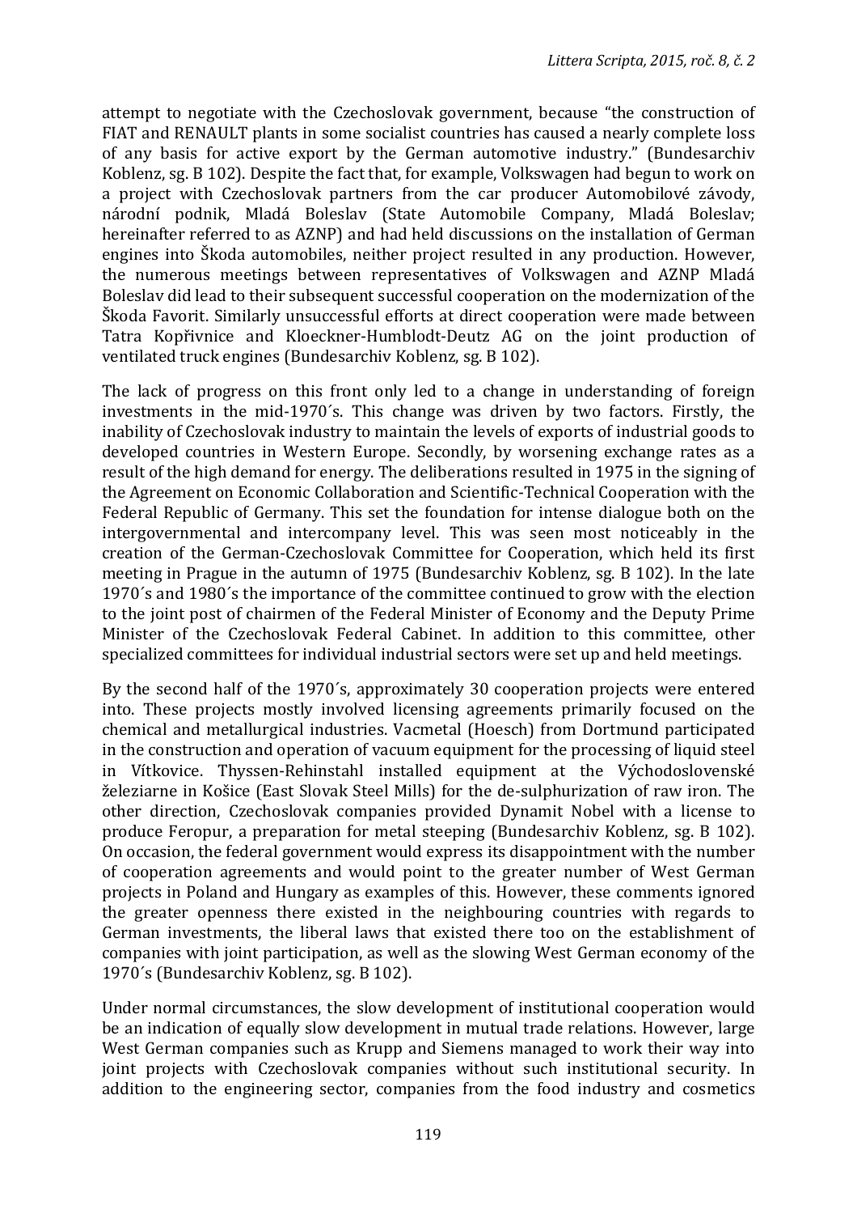attempt to negotiate with the Czechoslovak government, because "the construction of FIAT and RENAULT plants in some socialist countries has caused a nearly complete loss of any basis for active export by the German automotive industry." (Bundesarchiv Koblenz, sg. B 102). Despite the fact that, for example, Volkswagen had begun to work on a project with Czechoslovak partners from the car producer Automobilové závody, národní podnik, Mladá Boleslav (State Automobile Company, Mladá Boleslav; hereinafter referred to as AZNP) and had held discussions on the installation of German engines into Škoda automobiles, neither project resulted in any production. However, the numerous meetings between representatives of Volkswagen and AZNP Mladá Boleslav did lead to their subsequent successful cooperation on the modernization of the Škoda Favorit. Similarly unsuccessful efforts at direct cooperation were made between Tatra Kopřivnice and Kloeckner-Humblodt-Deutz AG on the joint production of ventilated truck engines (Bundesarchiv Koblenz, sg. B 102).

The lack of progress on this front only led to a change in understanding of foreign investments in the mid-1970´s. This change was driven by two factors. Firstly, the inability of Czechoslovak industry to maintain the levels of exports of industrial goods to developed countries in Western Europe. Secondly, by worsening exchange rates as a result of the high demand for energy. The deliberations resulted in 1975 in the signing of the Agreement on Economic Collaboration and Scientific-Technical Cooperation with the Federal Republic of Germany. This set the foundation for intense dialogue both on the intergovernmental and intercompany level. This was seen most noticeably in the creation of the German-Czechoslovak Committee for Cooperation, which held its first meeting in Prague in the autumn of 1975 (Bundesarchiv Koblenz, sg. B 102). In the late 1970´s and 1980´s the importance of the committee continued to grow with the election to the joint post of chairmen of the Federal Minister of Economy and the Deputy Prime Minister of the Czechoslovak Federal Cabinet. In addition to this committee, other specialized committees for individual industrial sectors were set up and held meetings.

By the second half of the 1970´s, approximately 30 cooperation projects were entered into. These projects mostly involved licensing agreements primarily focused on the chemical and metallurgical industries. Vacmetal (Hoesch) from Dortmund participated in the construction and operation of vacuum equipment for the processing of liquid steel in Vítkovice. Thyssen-Rehinstahl installed equipment at the Východoslovenské železiarne in Košice (East Slovak Steel Mills) for the de-sulphurization of raw iron. The other direction, Czechoslovak companies provided Dynamit Nobel with a license to produce Feropur, a preparation for metal steeping (Bundesarchiv Koblenz, sg. B 102). On occasion, the federal government would express its disappointment with the number of cooperation agreements and would point to the greater number of West German projects in Poland and Hungary as examples of this. However, these comments ignored the greater openness there existed in the neighbouring countries with regards to German investments, the liberal laws that existed there too on the establishment of companies with joint participation, as well as the slowing West German economy of the 1970´s (Bundesarchiv Koblenz, sg. B 102).

Under normal circumstances, the slow development of institutional cooperation would be an indication of equally slow development in mutual trade relations. However, large West German companies such as Krupp and Siemens managed to work their way into joint projects with Czechoslovak companies without such institutional security. In addition to the engineering sector, companies from the food industry and cosmetics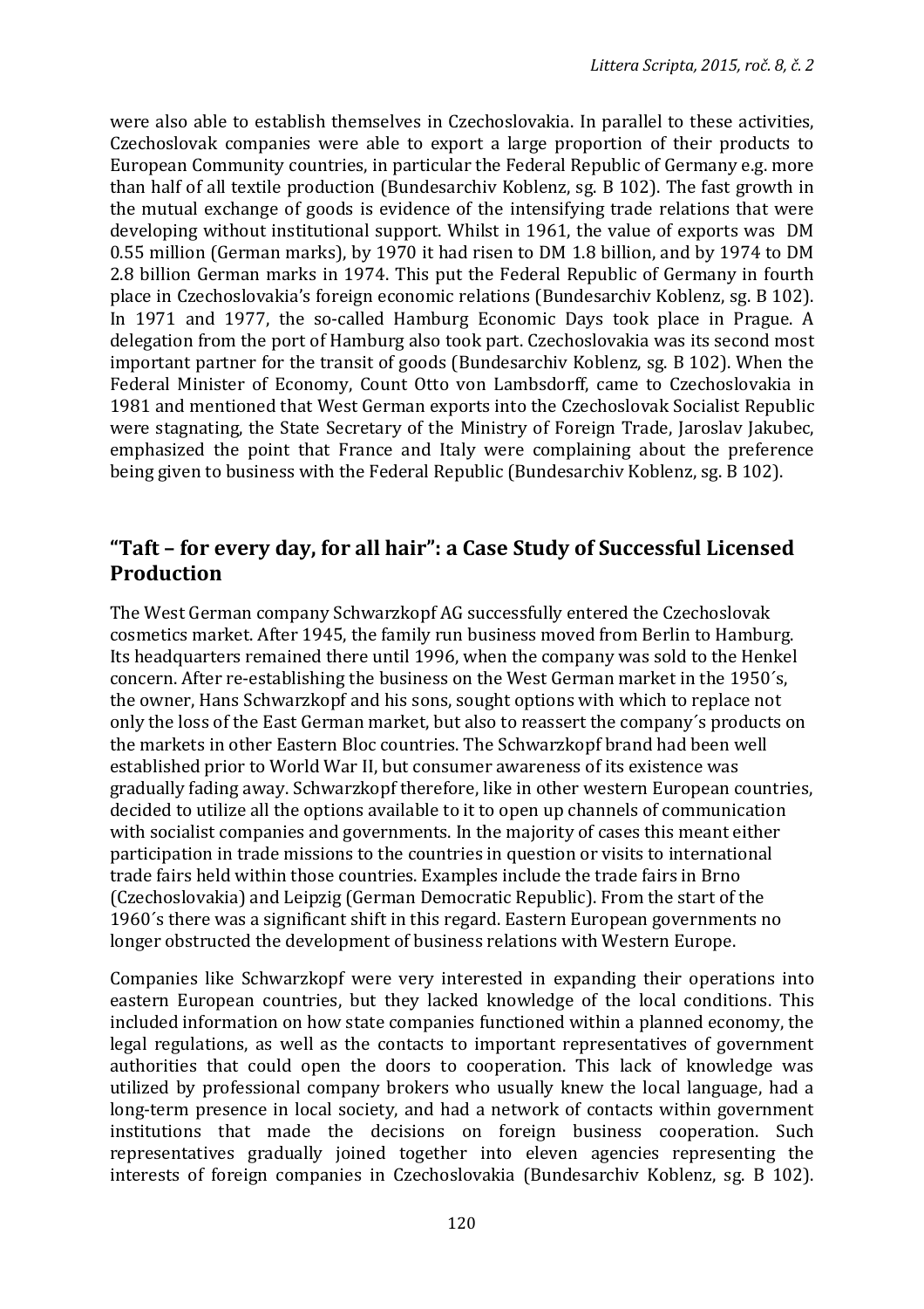were also able to establish themselves in Czechoslovakia. In parallel to these activities, Czechoslovak companies were able to export a large proportion of their products to European Community countries, in particular the Federal Republic of Germany e.g. more than half of all textile production (Bundesarchiv Koblenz, sg. B 102). The fast growth in the mutual exchange of goods is evidence of the intensifying trade relations that were developing without institutional support. Whilst in 1961, the value of exports was DM 0.55 million (German marks), by 1970 it had risen to DM 1.8 billion, and by 1974 to DM 2.8 billion German marks in 1974. This put the Federal Republic of Germany in fourth place in Czechoslovakia's foreign economic relations (Bundesarchiv Koblenz, sg. B 102). In 1971 and 1977, the so-called Hamburg Economic Days took place in Prague. A delegation from the port of Hamburg also took part. Czechoslovakia was its second most important partner for the transit of goods (Bundesarchiv Koblenz, sg. B 102). When the Federal Minister of Economy, Count Otto von Lambsdorff, came to Czechoslovakia in 1981 and mentioned that West German exports into the Czechoslovak Socialist Republic were stagnating, the State Secretary of the Ministry of Foreign Trade, Jaroslav Jakubec, emphasized the point that France and Italy were complaining about the preference being given to business with the Federal Republic (Bundesarchiv Koblenz, sg. B 102).

## "Taft – for every day, for all hair": a Case Study of Successful Licensed Production

The West German company Schwarzkopf AG successfully entered the Czechoslovak cosmetics market. After 1945, the family run business moved from Berlin to Hamburg. Its headquarters remained there until 1996, when the company was sold to the Henkel concern. After re-establishing the business on the West German market in the 1950´s, the owner, Hans Schwarzkopf and his sons, sought options with which to replace not only the loss of the East German market, but also to reassert the company´s products on the markets in other Eastern Bloc countries. The Schwarzkopf brand had been well established prior to World War II, but consumer awareness of its existence was gradually fading away. Schwarzkopf therefore, like in other western European countries, decided to utilize all the options available to it to open up channels of communication with socialist companies and governments. In the majority of cases this meant either participation in trade missions to the countries in question or visits to international trade fairs held within those countries. Examples include the trade fairs in Brno (Czechoslovakia) and Leipzig (German Democratic Republic). From the start of the 1960´s there was a significant shift in this regard. Eastern European governments no longer obstructed the development of business relations with Western Europe.

Companies like Schwarzkopf were very interested in expanding their operations into eastern European countries, but they lacked knowledge of the local conditions. This included information on how state companies functioned within a planned economy, the legal regulations, as well as the contacts to important representatives of government authorities that could open the doors to cooperation. This lack of knowledge was utilized by professional company brokers who usually knew the local language, had a long-term presence in local society, and had a network of contacts within government institutions that made the decisions on foreign business cooperation. Such representatives gradually joined together into eleven agencies representing the interests of foreign companies in Czechoslovakia (Bundesarchiv Koblenz, sg. B 102).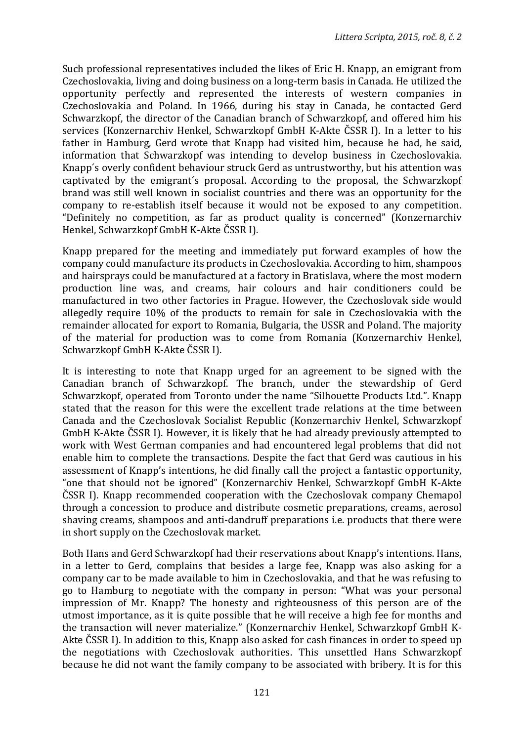Such professional representatives included the likes of Eric H. Knapp, an emigrant from Czechoslovakia, living and doing business on a long-term basis in Canada. He utilized the opportunity perfectly and represented the interests of western companies in Czechoslovakia and Poland. In 1966, during his stay in Canada, he contacted Gerd Schwarzkopf, the director of the Canadian branch of Schwarzkopf, and offered him his services (Konzernarchiv Henkel, Schwarzkopf GmbH K-Akte ČSSR I). In a letter to his father in Hamburg, Gerd wrote that Knapp had visited him, because he had, he said, information that Schwarzkopf was intending to develop business in Czechoslovakia. Knapp´s overly confident behaviour struck Gerd as untrustworthy, but his attention was captivated by the emigrant´s proposal. According to the proposal, the Schwarzkopf brand was still well known in socialist countries and there was an opportunity for the company to re-establish itself because it would not be exposed to any competition. "Definitely no competition, as far as product quality is concerned" (Konzernarchiv Henkel, Schwarzkopf GmbH K-Akte ČSSR I).

Knapp prepared for the meeting and immediately put forward examples of how the company could manufacture its products in Czechoslovakia. According to him, shampoos and hairsprays could be manufactured at a factory in Bratislava, where the most modern production line was, and creams, hair colours and hair conditioners could be manufactured in two other factories in Prague. However, the Czechoslovak side would allegedly require 10% of the products to remain for sale in Czechoslovakia with the remainder allocated for export to Romania, Bulgaria, the USSR and Poland. The majority of the material for production was to come from Romania (Konzernarchiv Henkel, Schwarzkopf GmbH K-Akte ČSSR I).

It is interesting to note that Knapp urged for an agreement to be signed with the Canadian branch of Schwarzkopf. The branch, under the stewardship of Gerd Schwarzkopf, operated from Toronto under the name "Silhouette Products Ltd.". Knapp stated that the reason for this were the excellent trade relations at the time between Canada and the Czechoslovak Socialist Republic (Konzernarchiv Henkel, Schwarzkopf GmbH K-Akte ČSSR I). However, it is likely that he had already previously attempted to work with West German companies and had encountered legal problems that did not enable him to complete the transactions. Despite the fact that Gerd was cautious in his assessment of Knapp's intentions, he did finally call the project a fantastic opportunity, "one that should not be ignored" (Konzernarchiv Henkel, Schwarzkopf GmbH K-Akte ČSSR I). Knapp recommended cooperation with the Czechoslovak company Chemapol through a concession to produce and distribute cosmetic preparations, creams, aerosol shaving creams, shampoos and anti-dandruff preparations i.e. products that there were in short supply on the Czechoslovak market.

Both Hans and Gerd Schwarzkopf had their reservations about Knapp's intentions. Hans, in a letter to Gerd, complains that besides a large fee, Knapp was also asking for a company car to be made available to him in Czechoslovakia, and that he was refusing to go to Hamburg to negotiate with the company in person: "What was your personal impression of Mr. Knapp? The honesty and righteousness of this person are of the utmost importance, as it is quite possible that he will receive a high fee for months and the transaction will never materialize." (Konzernarchiv Henkel, Schwarzkopf GmbH K-Akte ČSSR I). In addition to this, Knapp also asked for cash finances in order to speed up the negotiations with Czechoslovak authorities. This unsettled Hans Schwarzkopf because he did not want the family company to be associated with bribery. It is for this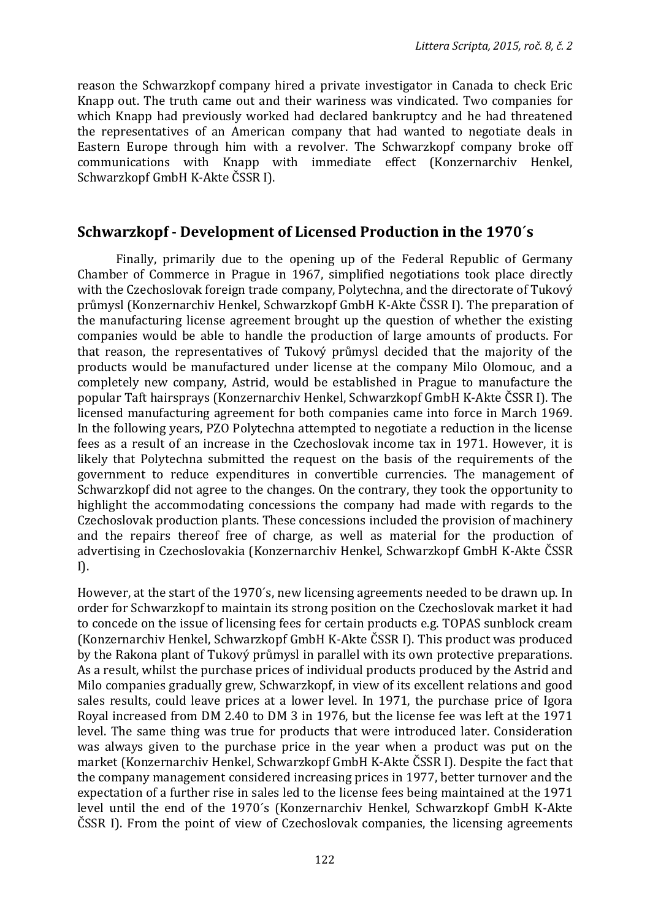reason the Schwarzkopf company hired a private investigator in Canada to check Eric Knapp out. The truth came out and their wariness was vindicated. Two companies for which Knapp had previously worked had declared bankruptcy and he had threatened the representatives of an American company that had wanted to negotiate deals in Eastern Europe through him with a revolver. The Schwarzkopf company broke off communications with Knapp with immediate effect (Konzernarchiv Henkel, Schwarzkopf GmbH K-Akte ČSSR I).

## Schwarzkopf - Development of Licensed Production in the 1970´s

Finally, primarily due to the opening up of the Federal Republic of Germany Chamber of Commerce in Prague in 1967, simplified negotiations took place directly with the Czechoslovak foreign trade company, Polytechna, and the directorate of Tukový průmysl (Konzernarchiv Henkel, Schwarzkopf GmbH K-Akte ČSSR I). The preparation of the manufacturing license agreement brought up the question of whether the existing companies would be able to handle the production of large amounts of products. For that reason, the representatives of Tukový průmysl decided that the majority of the products would be manufactured under license at the company Milo Olomouc, and a completely new company, Astrid, would be established in Prague to manufacture the popular Taft hairsprays (Konzernarchiv Henkel, Schwarzkopf GmbH K-Akte ČSSR I). The licensed manufacturing agreement for both companies came into force in March 1969. In the following years, PZO Polytechna attempted to negotiate a reduction in the license fees as a result of an increase in the Czechoslovak income tax in 1971. However, it is likely that Polytechna submitted the request on the basis of the requirements of the government to reduce expenditures in convertible currencies. The management of Schwarzkopf did not agree to the changes. On the contrary, they took the opportunity to highlight the accommodating concessions the company had made with regards to the Czechoslovak production plants. These concessions included the provision of machinery and the repairs thereof free of charge, as well as material for the production of advertising in Czechoslovakia (Konzernarchiv Henkel, Schwarzkopf GmbH K-Akte ČSSR I).

However, at the start of the 1970´s, new licensing agreements needed to be drawn up. In order for Schwarzkopf to maintain its strong position on the Czechoslovak market it had to concede on the issue of licensing fees for certain products e.g. TOPAS sunblock cream (Konzernarchiv Henkel, Schwarzkopf GmbH K-Akte ČSSR I). This product was produced by the Rakona plant of Tukový průmysl in parallel with its own protective preparations. As a result, whilst the purchase prices of individual products produced by the Astrid and Milo companies gradually grew, Schwarzkopf, in view of its excellent relations and good sales results, could leave prices at a lower level. In 1971, the purchase price of Igora Royal increased from DM 2.40 to DM 3 in 1976, but the license fee was left at the 1971 level. The same thing was true for products that were introduced later. Consideration was always given to the purchase price in the year when a product was put on the market (Konzernarchiv Henkel, Schwarzkopf GmbH K-Akte ČSSR I). Despite the fact that the company management considered increasing prices in 1977, better turnover and the expectation of a further rise in sales led to the license fees being maintained at the 1971 level until the end of the 1970´s (Konzernarchiv Henkel, Schwarzkopf GmbH K-Akte ČSSR I). From the point of view of Czechoslovak companies, the licensing agreements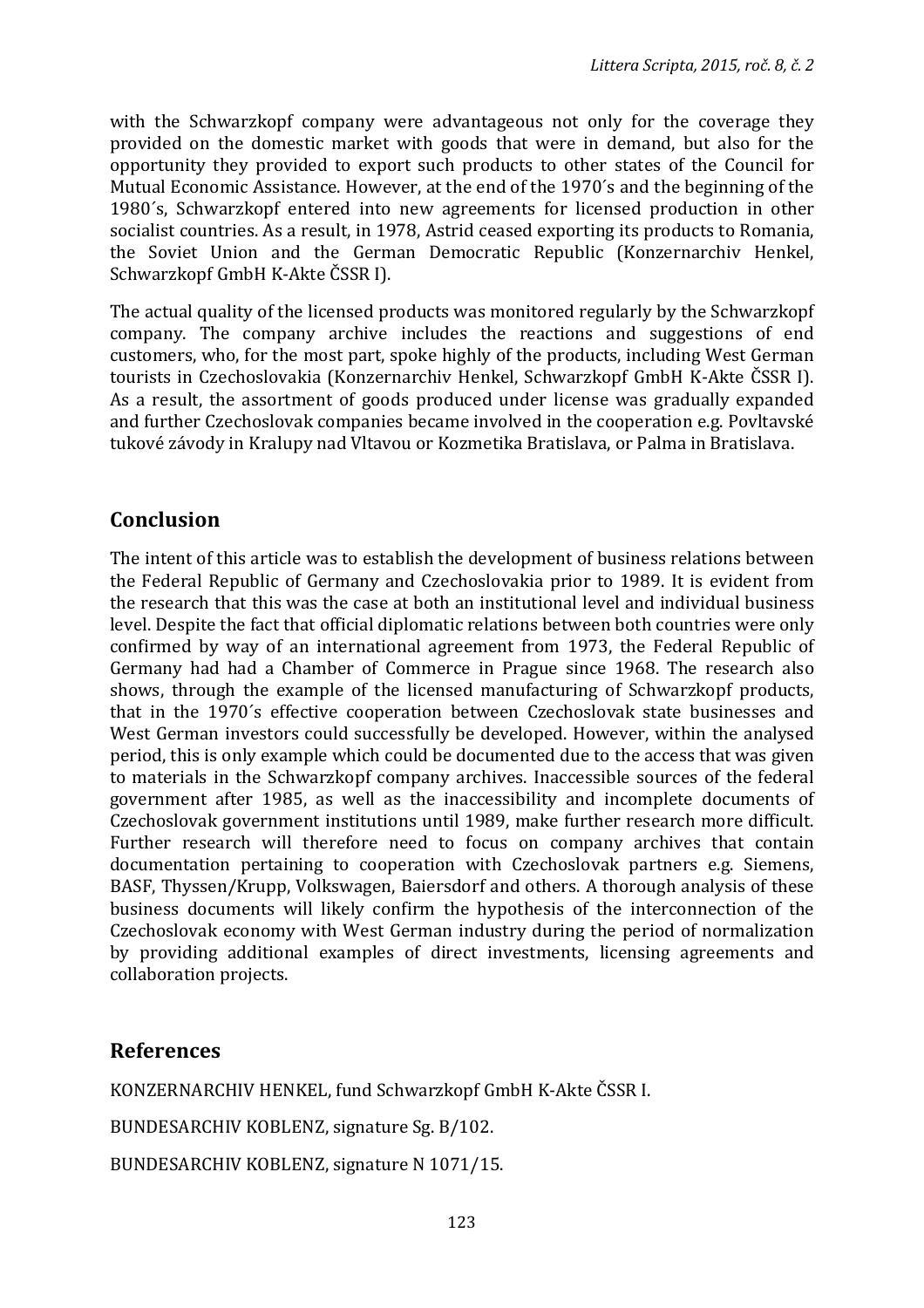with the Schwarzkopf company were advantageous not only for the coverage they provided on the domestic market with goods that were in demand, but also for the opportunity they provided to export such products to other states of the Council for Mutual Economic Assistance. However, at the end of the 1970´s and the beginning of the 1980´s, Schwarzkopf entered into new agreements for licensed production in other socialist countries. As a result, in 1978, Astrid ceased exporting its products to Romania, the Soviet Union and the German Democratic Republic (Konzernarchiv Henkel, Schwarzkopf GmbH K-Akte ČSSR I).

The actual quality of the licensed products was monitored regularly by the Schwarzkopf company. The company archive includes the reactions and suggestions of end customers, who, for the most part, spoke highly of the products, including West German tourists in Czechoslovakia (Konzernarchiv Henkel, Schwarzkopf GmbH K-Akte ČSSR I). As a result, the assortment of goods produced under license was gradually expanded and further Czechoslovak companies became involved in the cooperation e.g. Povltavské tukové závody in Kralupy nad Vltavou or Kozmetika Bratislava, or Palma in Bratislava.

## Conclusion

The intent of this article was to establish the development of business relations between the Federal Republic of Germany and Czechoslovakia prior to 1989. It is evident from the research that this was the case at both an institutional level and individual business level. Despite the fact that official diplomatic relations between both countries were only confirmed by way of an international agreement from 1973, the Federal Republic of Germany had had a Chamber of Commerce in Prague since 1968. The research also shows, through the example of the licensed manufacturing of Schwarzkopf products, that in the 1970´s effective cooperation between Czechoslovak state businesses and West German investors could successfully be developed. However, within the analysed period, this is only example which could be documented due to the access that was given to materials in the Schwarzkopf company archives. Inaccessible sources of the federal government after 1985, as well as the inaccessibility and incomplete documents of Czechoslovak government institutions until 1989, make further research more difficult. Further research will therefore need to focus on company archives that contain documentation pertaining to cooperation with Czechoslovak partners e.g. Siemens, BASF, Thyssen/Krupp, Volkswagen, Baiersdorf and others. A thorough analysis of these business documents will likely confirm the hypothesis of the interconnection of the Czechoslovak economy with West German industry during the period of normalization by providing additional examples of direct investments, licensing agreements and collaboration projects.

## References

KONZERNARCHIV HENKEL, fund Schwarzkopf GmbH K-Akte ČSSR I.

BUNDESARCHIV KOBLENZ, signature Sg. B/102.

BUNDESARCHIV KOBLENZ, signature N 1071/15.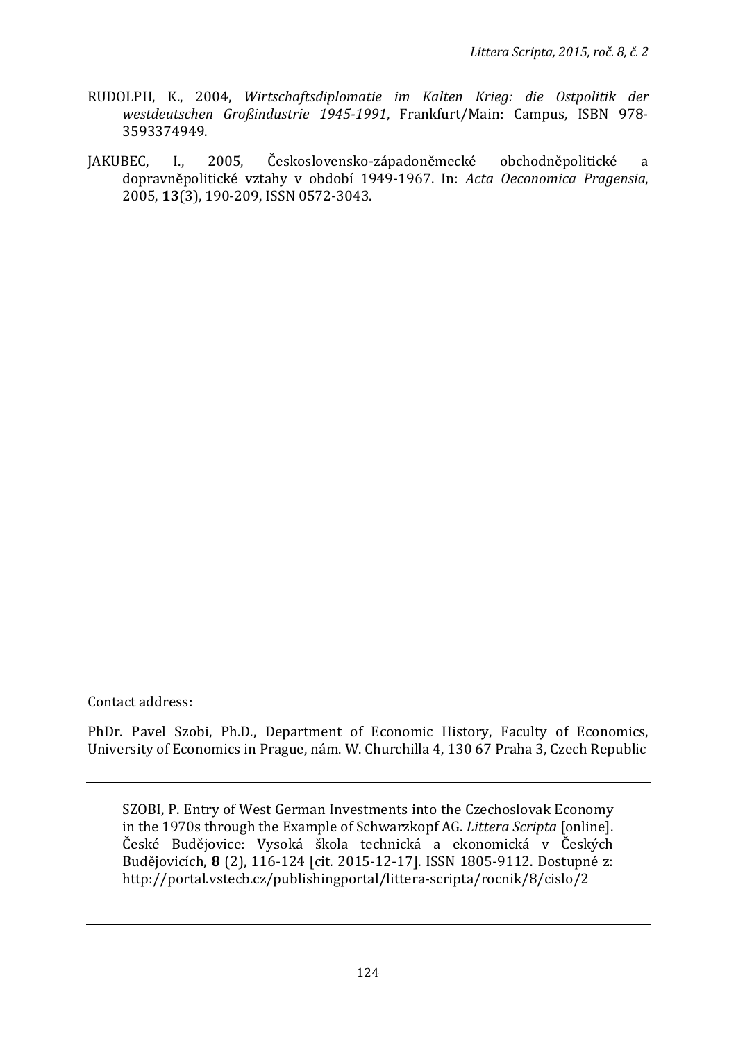RUDOLPH, K., 2004, *Wirtschaftsdiplomatie im Kalten Krieg: die Ostpolitik der westdeutschen Großindustrie 1945-1991*, Frankfurt/Main: Campus, ISBN 978-3593374949.

JAKUBEC, I., 2005, Československo-západoněmecké obchodněpolitické a dopravněpolitické vztahy v období 1949-1967. In: *Acta Oeconomica Pragensia*, 2005, **13**(3), 190-209, ISSN 0572-3043.

Contact address:

PhDr. Pavel Szobi, Ph.D., Department of Economic History, Faculty of Economics, University of Economics in Prague, nám. W. Churchilla 4, 130 67 Praha 3, Czech Republic

---

SZOBI, P. Entry of West German Investments into the Czechoslovak Economy in the 1970s through the Example of Schwarzkopf AG. *Littera Scripta* [online]. České Budějovice: Vysoká škola technická a ekonomická v Českých Budějovicích, **8** (2), 116-124 [cit. 2015-12-17]. ISSN 1805-9112. Dostupné z: http://portal.vstecb.cz/publishingportal/littera-scripta/rocnik/8/cislo/2

---